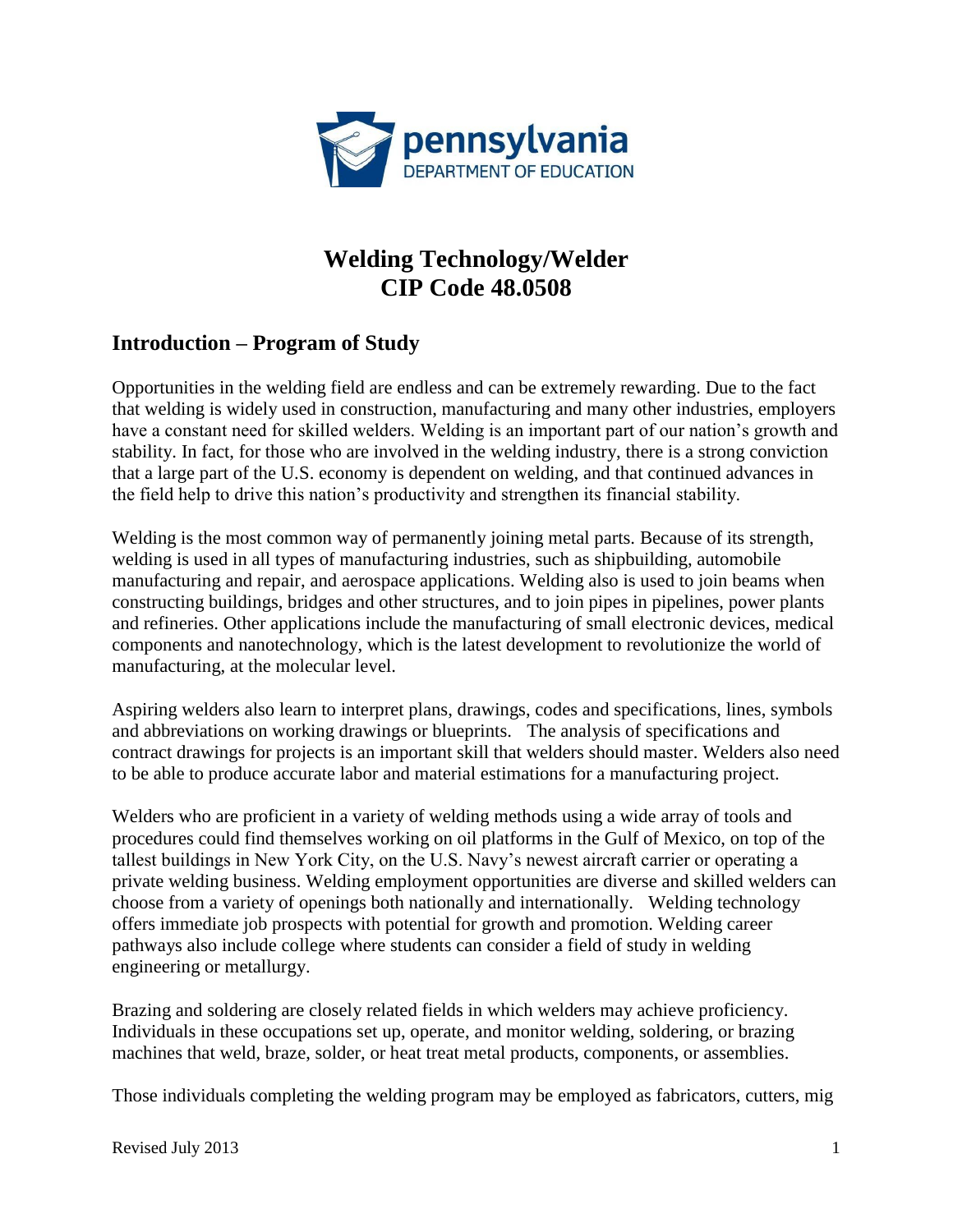# Welding Technology/Welder
# CIP Code 48.0508

## Introduction – Program of Study

Opportunities in the welding field are endless and can be extremely rewarding. Due to the fact that welding is widely used in construction, manufacturing and many other industries, employers have a constant need for skilled welders. Welding is an important part of our nation's growth and stability. In fact, for those who are involved in the welding industry, there is a strong conviction that a large part of the U.S. economy is dependent on welding, and that continued advances in the field help to drive this nation's productivity and strengthen its financial stability.

Welding is the most common way of permanently joining metal parts. Because of its strength, welding is used in all types of manufacturing industries, such as shipbuilding, automobile manufacturing and repair, and aerospace applications. Welding also is used to join beams when constructing buildings, bridges and other structures, and to join pipes in pipelines, power plants and refineries. Other applications include the manufacturing of small electronic devices, medical components and nanotechnology, which is the latest development to revolutionize the world of manufacturing, at the molecular level.

Aspiring welders also learn to interpret plans, drawings, codes and specifications, lines, symbols and abbreviations on working drawings or blueprints. The analysis of specifications and contract drawings for projects is an important skill that welders should master. Welders also need to be able to produce accurate labor and material estimations for a manufacturing project.

Welders who are proficient in a variety of welding methods using a wide array of tools and procedures could find themselves working on oil platforms in the Gulf of Mexico, on top of the tallest buildings in New York City, on the U.S. Navy's newest aircraft carrier or operating a private welding business. Welding employment opportunities are diverse and skilled welders can choose from a variety of openings both nationally and internationally. Welding technology offers immediate job prospects with potential for growth and promotion. Welding career pathways also include college where students can consider a field of study in welding engineering or metallurgy.

Brazing and soldering are closely related fields in which welders may achieve proficiency. Individuals in these occupations set up, operate, and monitor welding, soldering, or brazing machines that weld, braze, solder, or heat treat metal products, components, or assemblies.

Those individuals completing the welding program may be employed as fabricators, cutters, mig

Revised July 2013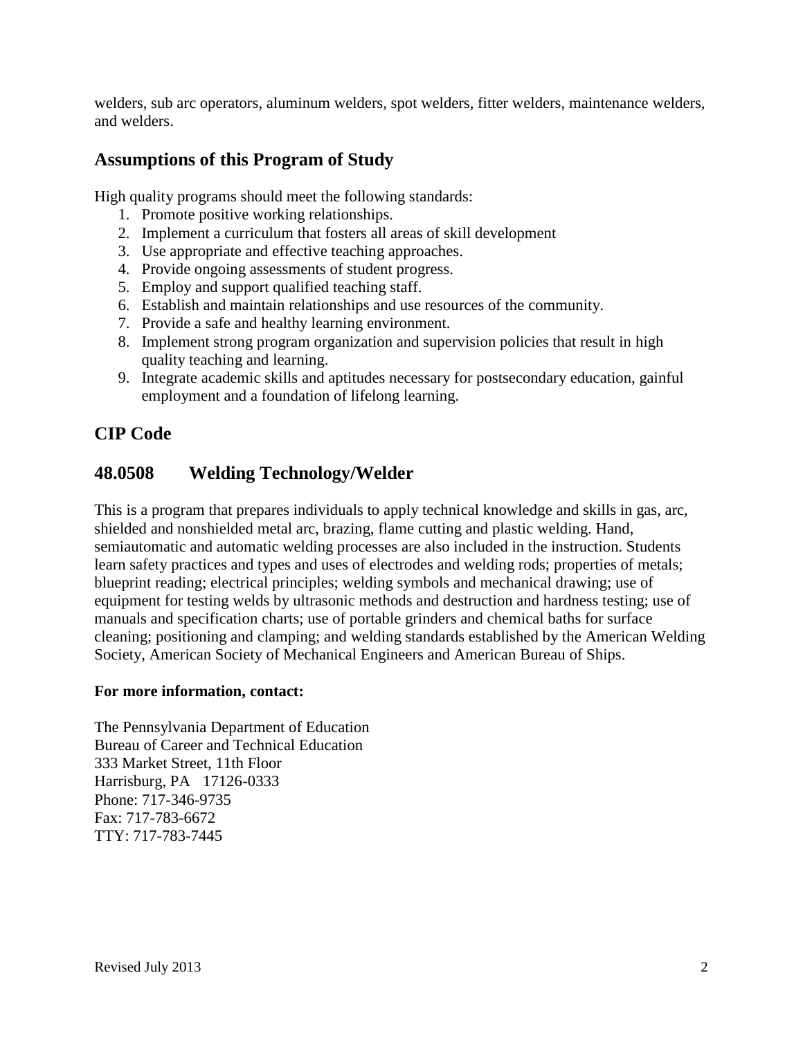welders, sub arc operators, aluminum welders, spot welders, fitter welders, maintenance welders, and welders.

## Assumptions of this Program of Study

High quality programs should meet the following standards:

1. Promote positive working relationships.
2. Implement a curriculum that fosters all areas of skill development
3. Use appropriate and effective teaching approaches.
4. Provide ongoing assessments of student progress.
5. Employ and support qualified teaching staff.
6. Establish and maintain relationships and use resources of the community.
7. Provide a safe and healthy learning environment.
8. Implement strong program organization and supervision policies that result in high quality teaching and learning.
9. Integrate academic skills and aptitudes necessary for postsecondary education, gainful employment and a foundation of lifelong learning.

## CIP Code

## 48.0508 Welding Technology/Welder

This is a program that prepares individuals to apply technical knowledge and skills in gas, arc, shielded and nonshielded metal arc, brazing, flame cutting and plastic welding. Hand, semiautomatic and automatic welding processes are also included in the instruction. Students learn safety practices and types and uses of electrodes and welding rods; properties of metals; blueprint reading; electrical principles; welding symbols and mechanical drawing; use of equipment for testing welds by ultrasonic methods and destruction and hardness testing; use of manuals and specification charts; use of portable grinders and chemical baths for surface cleaning; positioning and clamping; and welding standards established by the American Welding Society, American Society of Mechanical Engineers and American Bureau of Ships.

**For more information, contact:**

The Pennsylvania Department of Education
Bureau of Career and Technical Education
333 Market Street, 11th Floor
Harrisburg, PA 17126-0333
Phone: 717-346-9735
Fax: 717-783-6672
TTY: 717-783-7445

Revised July 2013